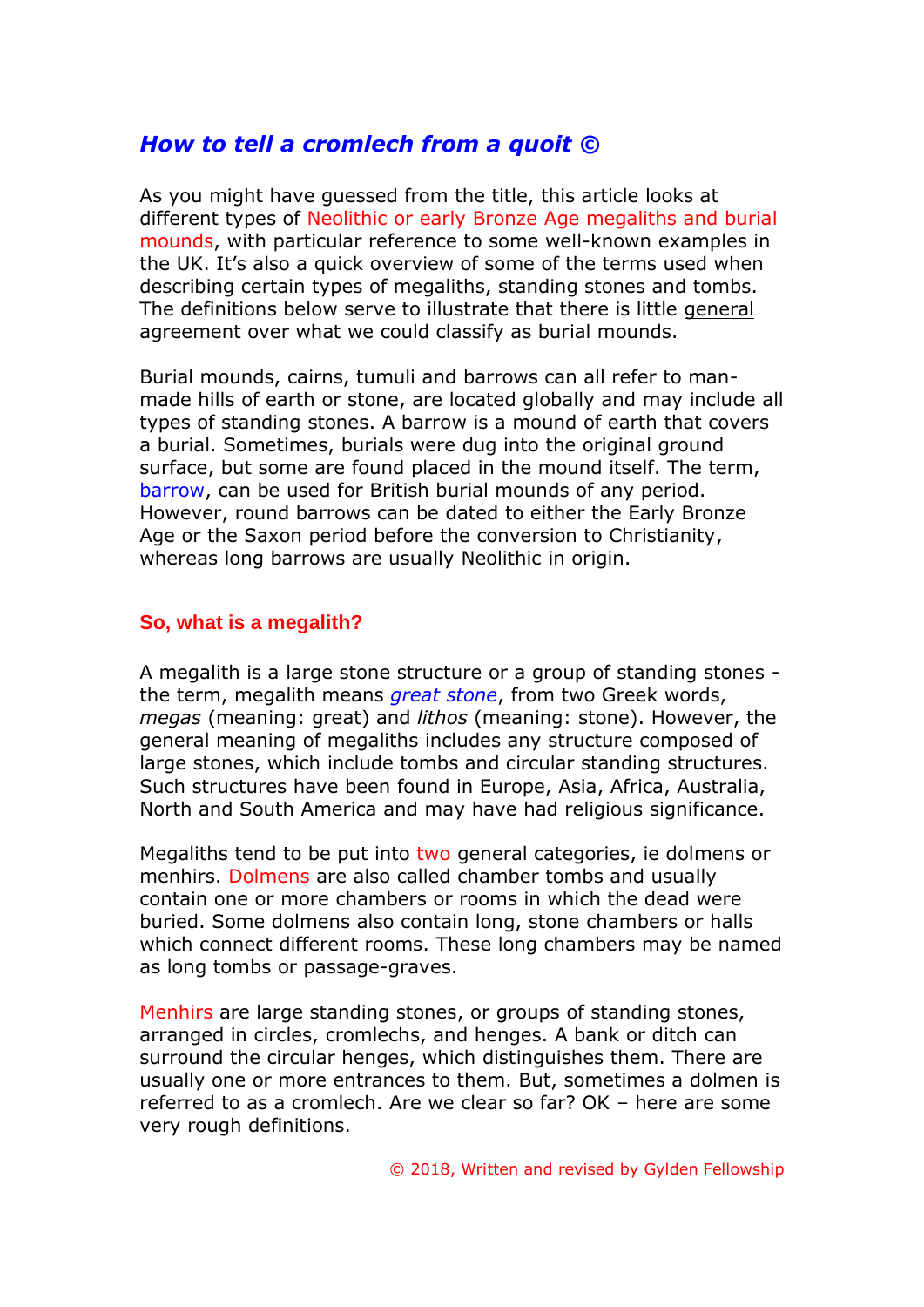# *How to tell a cromlech from a quoit ©*

As you might have guessed from the title, this article looks at different types of Neolithic or early Bronze Age megaliths and burial mounds, with particular reference to some well-known examples in the UK. It's also a quick overview of some of the terms used when describing certain types of megaliths, standing stones and tombs. The definitions below serve to illustrate that there is little general agreement over what we could classify as burial mounds.

Burial mounds, cairns, tumuli and barrows can all refer to man-made hills of earth or stone, are located globally and may include all types of standing stones. A barrow is a mound of earth that covers a burial. Sometimes, burials were dug into the original ground surface, but some are found placed in the mound itself. The term, barrow, can be used for British burial mounds of any period. However, round barrows can be dated to either the Early Bronze Age or the Saxon period before the conversion to Christianity, whereas long barrows are usually Neolithic in origin.

## So, what is a megalith?

A megalith is a large stone structure or a group of standing stones - the term, megalith means *great stone*, from two Greek words, *megas* (meaning: great) and *lithos* (meaning: stone). However, the general meaning of megaliths includes any structure composed of large stones, which include tombs and circular standing structures. Such structures have been found in Europe, Asia, Africa, Australia, North and South America and may have had religious significance.

Megaliths tend to be put into two general categories, ie dolmens or menhirs. Dolmens are also called chamber tombs and usually contain one or more chambers or rooms in which the dead were buried. Some dolmens also contain long, stone chambers or halls which connect different rooms. These long chambers may be named as long tombs or passage-graves.

Menhirs are large standing stones, or groups of standing stones, arranged in circles, cromlechs, and henges. A bank or ditch can surround the circular henges, which distinguishes them. There are usually one or more entrances to them. But, sometimes a dolmen is referred to as a cromlech. Are we clear so far? OK – here are some very rough definitions.

© 2018, Written and revised by Gylden Fellowship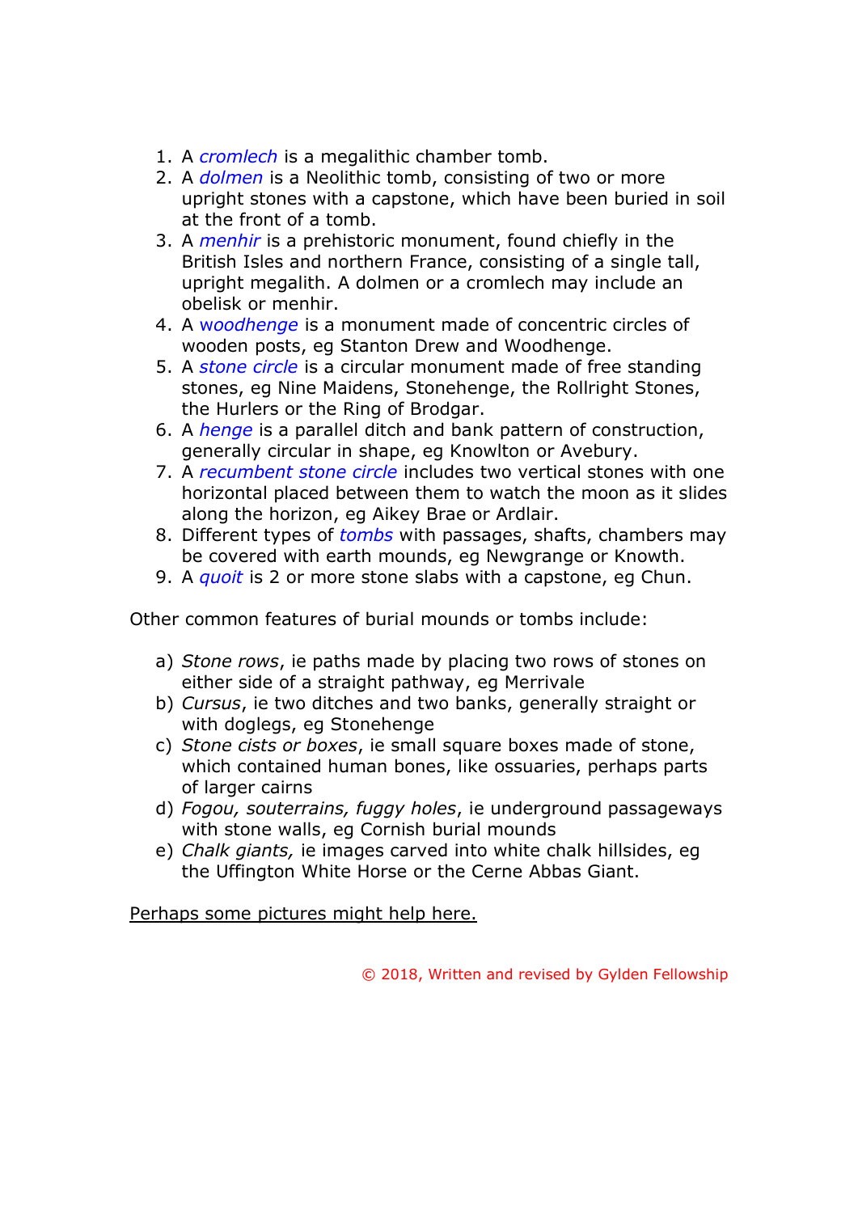1. A *cromlech* is a megalithic chamber tomb.
2. A *dolmen* is a Neolithic tomb, consisting of two or more upright stones with a capstone, which have been buried in soil at the front of a tomb.
3. A *menhir* is a prehistoric monument, found chiefly in the British Isles and northern France, consisting of a single tall, upright megalith. A dolmen or a cromlech may include an obelisk or menhir.
4. A *woodhenge* is a monument made of concentric circles of wooden posts, eg Stanton Drew and Woodhenge.
5. A *stone circle* is a circular monument made of free standing stones, eg Nine Maidens, Stonehenge, the Rollright Stones, the Hurlers or the Ring of Brodgar.
6. A *henge* is a parallel ditch and bank pattern of construction, generally circular in shape, eg Knowlton or Avebury.
7. A *recumbent stone circle* includes two vertical stones with one horizontal placed between them to watch the moon as it slides along the horizon, eg Aikey Brae or Ardlair.
8. Different types of *tombs* with passages, shafts, chambers may be covered with earth mounds, eg Newgrange or Knowth.
9. A *quoit* is 2 or more stone slabs with a capstone, eg Chun.

Other common features of burial mounds or tombs include:

a) *Stone rows*, ie paths made by placing two rows of stones on either side of a straight pathway, eg Merrivale
b) *Cursus*, ie two ditches and two banks, generally straight or with doglegs, eg Stonehenge
c) *Stone cists or boxes*, ie small square boxes made of stone, which contained human bones, like ossuaries, perhaps parts of larger cairns
d) *Fogou, souterrains, fuggy holes*, ie underground passageways with stone walls, eg Cornish burial mounds
e) *Chalk giants,* ie images carved into white chalk hillsides, eg the Uffington White Horse or the Cerne Abbas Giant.

Perhaps some pictures might help here.

© 2018, Written and revised by Gylden Fellowship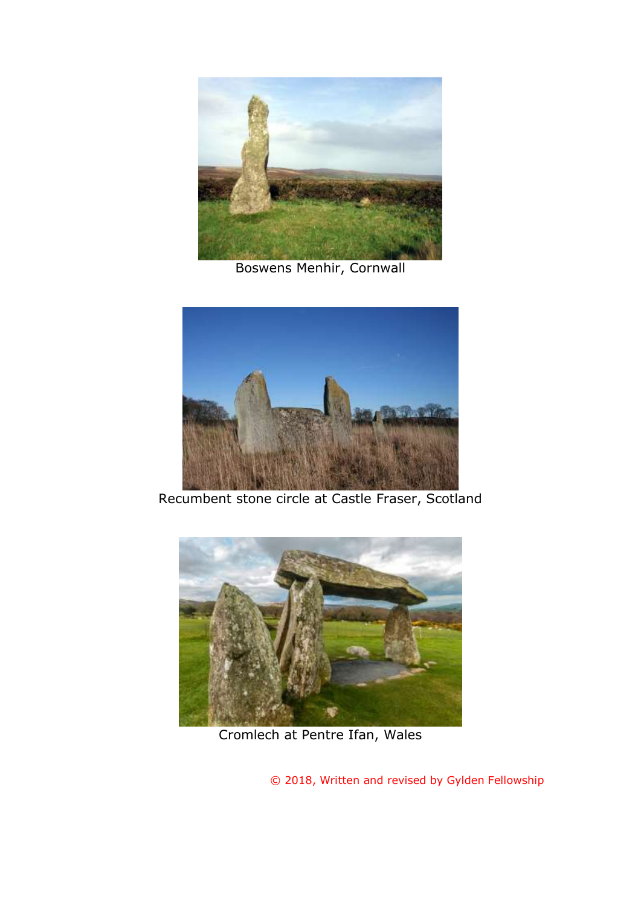Boswens Menhir, Cornwall

Recumbent stone circle at Castle Fraser, Scotland

Cromlech at Pentre Ifan, Wales

© 2018, Written and revised by Gylden Fellowship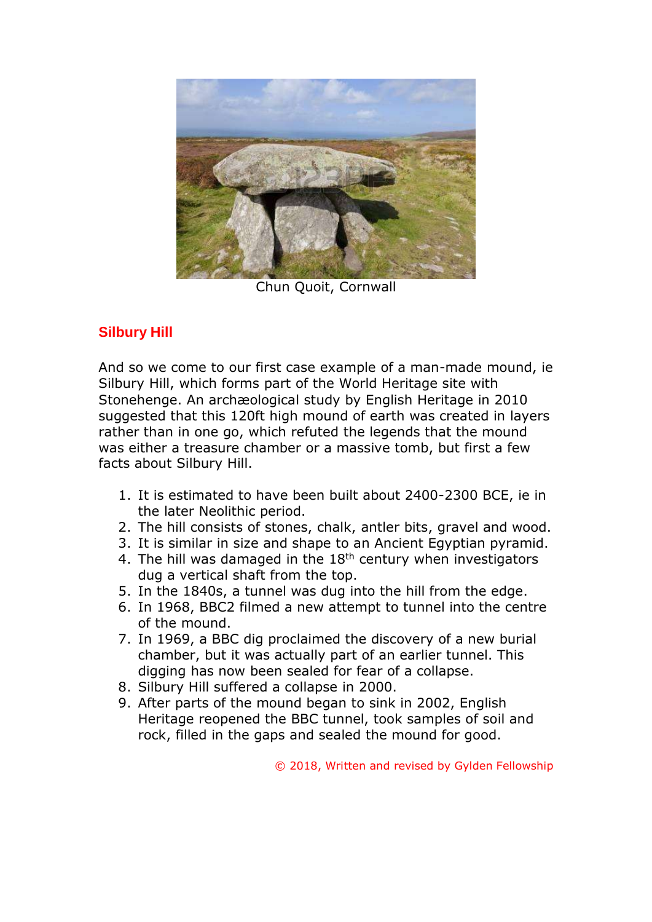Chun Quoit, Cornwall

## Silbury Hill

And so we come to our first case example of a man-made mound, ie Silbury Hill, which forms part of the World Heritage site with Stonehenge. An archæological study by English Heritage in 2010 suggested that this 120ft high mound of earth was created in layers rather than in one go, which refuted the legends that the mound was either a treasure chamber or a massive tomb, but first a few facts about Silbury Hill.

1. It is estimated to have been built about 2400-2300 BCE, ie in the later Neolithic period.
2. The hill consists of stones, chalk, antler bits, gravel and wood.
3. It is similar in size and shape to an Ancient Egyptian pyramid.
4. The hill was damaged in the 18th century when investigators dug a vertical shaft from the top.
5. In the 1840s, a tunnel was dug into the hill from the edge.
6. In 1968, BBC2 filmed a new attempt to tunnel into the centre of the mound.
7. In 1969, a BBC dig proclaimed the discovery of a new burial chamber, but it was actually part of an earlier tunnel. This digging has now been sealed for fear of a collapse.
8. Silbury Hill suffered a collapse in 2000.
9. After parts of the mound began to sink in 2002, English Heritage reopened the BBC tunnel, took samples of soil and rock, filled in the gaps and sealed the mound for good.

© 2018, Written and revised by Gylden Fellowship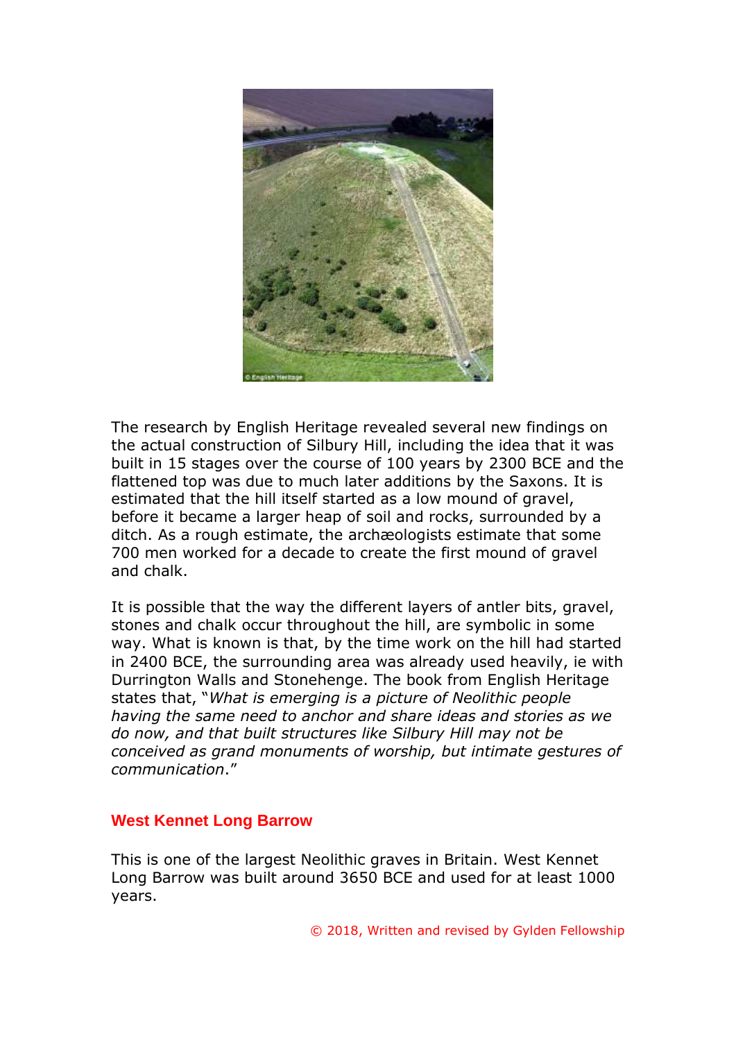The research by English Heritage revealed several new findings on the actual construction of Silbury Hill, including the idea that it was built in 15 stages over the course of 100 years by 2300 BCE and the flattened top was due to much later additions by the Saxons. It is estimated that the hill itself started as a low mound of gravel, before it became a larger heap of soil and rocks, surrounded by a ditch. As a rough estimate, the archæologists estimate that some 700 men worked for a decade to create the first mound of gravel and chalk.

It is possible that the way the different layers of antler bits, gravel, stones and chalk occur throughout the hill, are symbolic in some way. What is known is that, by the time work on the hill had started in 2400 BCE, the surrounding area was already used heavily, ie with Durrington Walls and Stonehenge. The book from English Heritage states that, "*What is emerging is a picture of Neolithic people having the same need to anchor and share ideas and stories as we do now, and that built structures like Silbury Hill may not be conceived as grand monuments of worship, but intimate gestures of communication*."

## West Kennet Long Barrow

This is one of the largest Neolithic graves in Britain. West Kennet Long Barrow was built around 3650 BCE and used for at least 1000 years.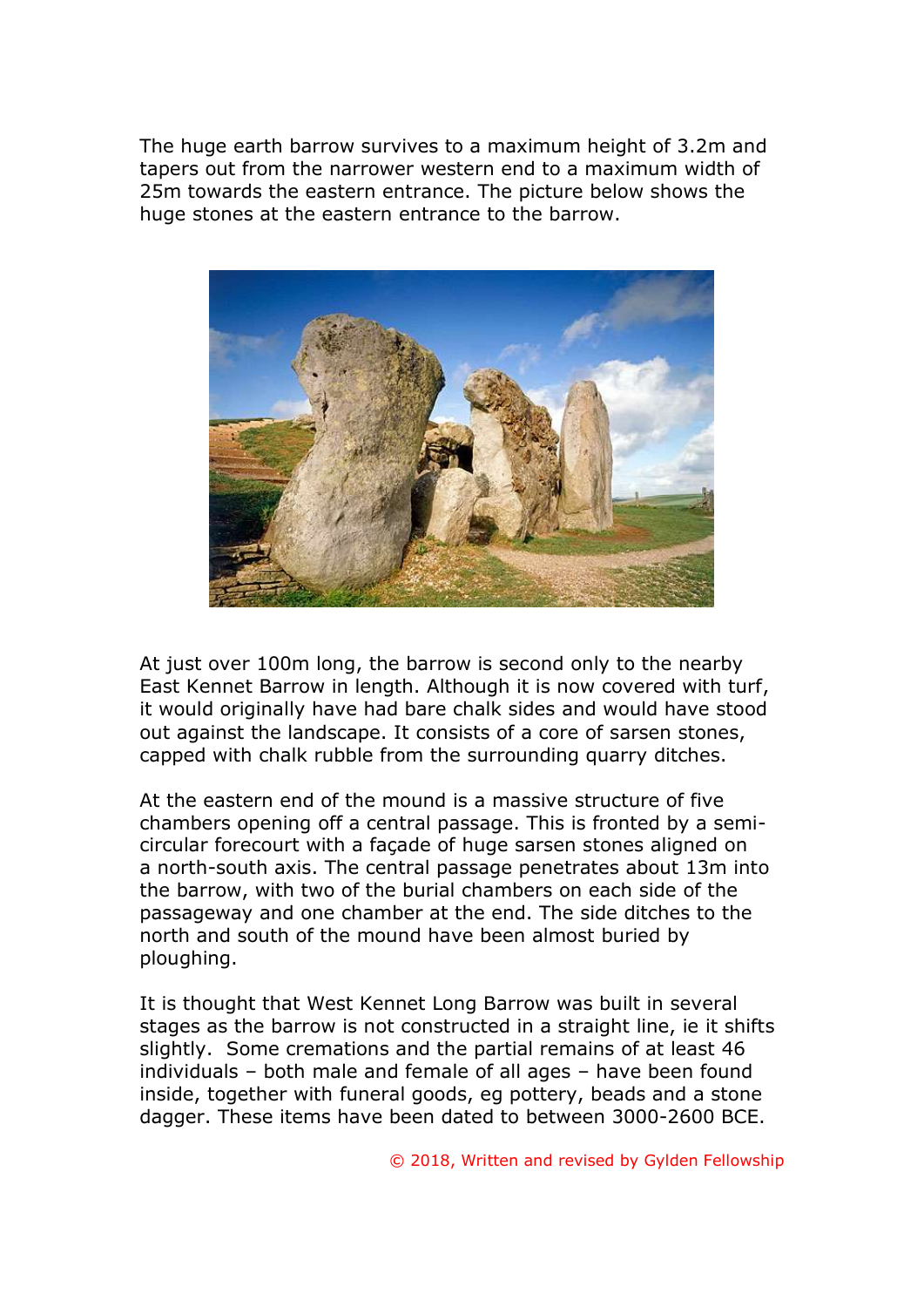The huge earth barrow survives to a maximum height of 3.2m and tapers out from the narrower western end to a maximum width of 25m towards the eastern entrance. The picture below shows the huge stones at the eastern entrance to the barrow.

At just over 100m long, the barrow is second only to the nearby East Kennet Barrow in length. Although it is now covered with turf, it would originally have had bare chalk sides and would have stood out against the landscape. It consists of a core of sarsen stones, capped with chalk rubble from the surrounding quarry ditches.

At the eastern end of the mound is a massive structure of five chambers opening off a central passage. This is fronted by a semi-circular forecourt with a façade of huge sarsen stones aligned on a north-south axis. The central passage penetrates about 13m into the barrow, with two of the burial chambers on each side of the passageway and one chamber at the end. The side ditches to the north and south of the mound have been almost buried by ploughing.

It is thought that West Kennet Long Barrow was built in several stages as the barrow is not constructed in a straight line, ie it shifts slightly. Some cremations and the partial remains of at least 46 individuals – both male and female of all ages – have been found inside, together with funeral goods, eg pottery, beads and a stone dagger. These items have been dated to between 3000-2600 BCE.

© 2018, Written and revised by Gylden Fellowship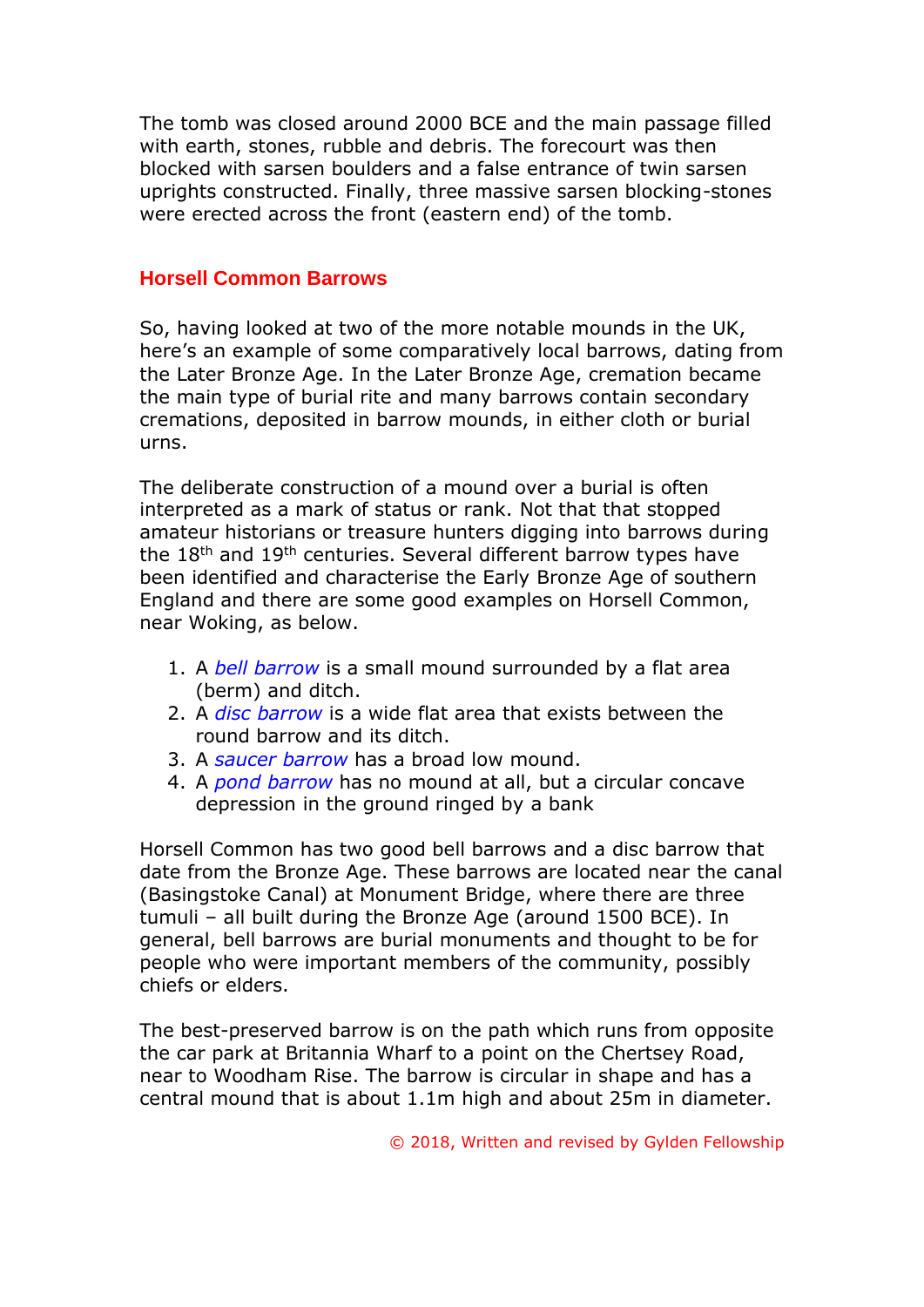The tomb was closed around 2000 BCE and the main passage filled with earth, stones, rubble and debris. The forecourt was then blocked with sarsen boulders and a false entrance of twin sarsen uprights constructed. Finally, three massive sarsen blocking-stones were erected across the front (eastern end) of the tomb.

## Horsell Common Barrows

So, having looked at two of the more notable mounds in the UK, here's an example of some comparatively local barrows, dating from the Later Bronze Age. In the Later Bronze Age, cremation became the main type of burial rite and many barrows contain secondary cremations, deposited in barrow mounds, in either cloth or burial urns.

The deliberate construction of a mound over a burial is often interpreted as a mark of status or rank. Not that that stopped amateur historians or treasure hunters digging into barrows during the 18th and 19th centuries. Several different barrow types have been identified and characterise the Early Bronze Age of southern England and there are some good examples on Horsell Common, near Woking, as below.

1. A *bell barrow* is a small mound surrounded by a flat area (berm) and ditch.
2. A *disc barrow* is a wide flat area that exists between the round barrow and its ditch.
3. A *saucer barrow* has a broad low mound.
4. A *pond barrow* has no mound at all, but a circular concave depression in the ground ringed by a bank

Horsell Common has two good bell barrows and a disc barrow that date from the Bronze Age. These barrows are located near the canal (Basingstoke Canal) at Monument Bridge, where there are three tumuli – all built during the Bronze Age (around 1500 BCE). In general, bell barrows are burial monuments and thought to be for people who were important members of the community, possibly chiefs or elders.

The best-preserved barrow is on the path which runs from opposite the car park at Britannia Wharf to a point on the Chertsey Road, near to Woodham Rise. The barrow is circular in shape and has a central mound that is about 1.1m high and about 25m in diameter.

© 2018, Written and revised by Gylden Fellowship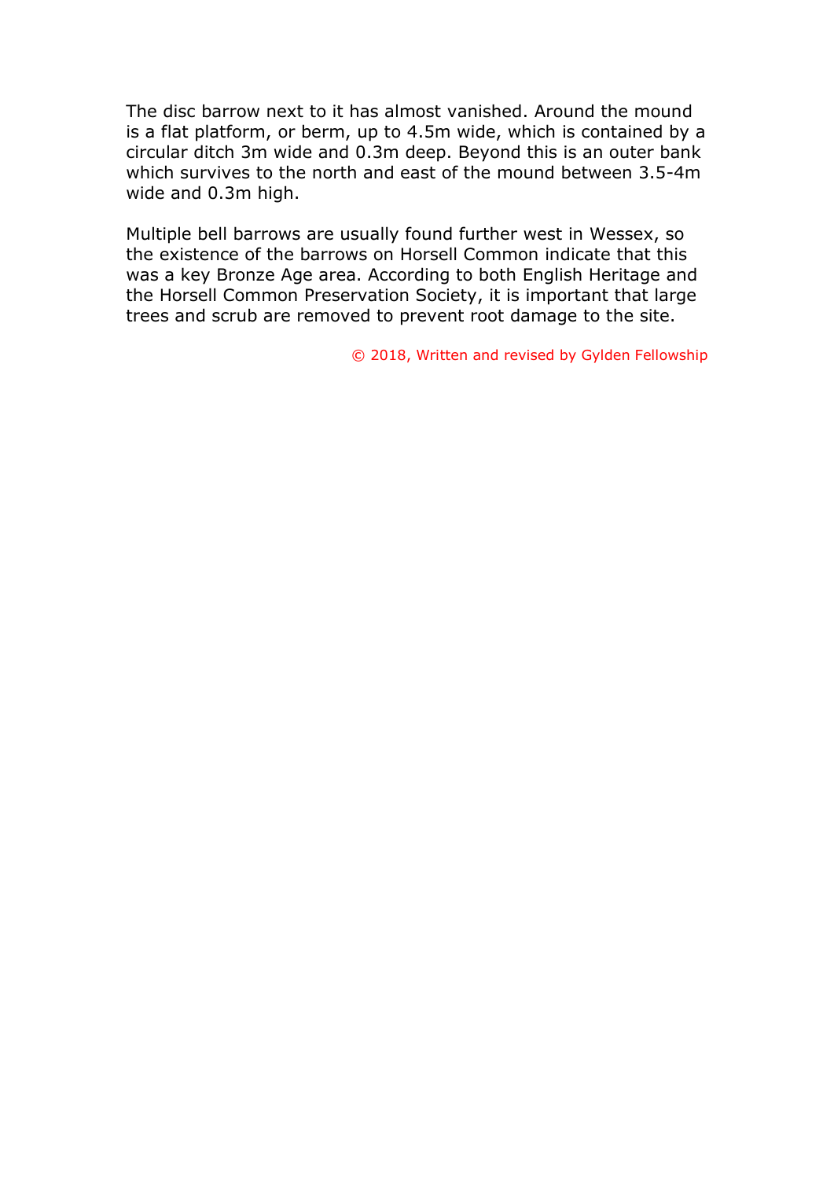The disc barrow next to it has almost vanished. Around the mound is a flat platform, or berm, up to 4.5m wide, which is contained by a circular ditch 3m wide and 0.3m deep. Beyond this is an outer bank which survives to the north and east of the mound between 3.5-4m wide and 0.3m high.

Multiple bell barrows are usually found further west in Wessex, so the existence of the barrows on Horsell Common indicate that this was a key Bronze Age area. According to both English Heritage and the Horsell Common Preservation Society, it is important that large trees and scrub are removed to prevent root damage to the site.

© 2018, Written and revised by Gylden Fellowship